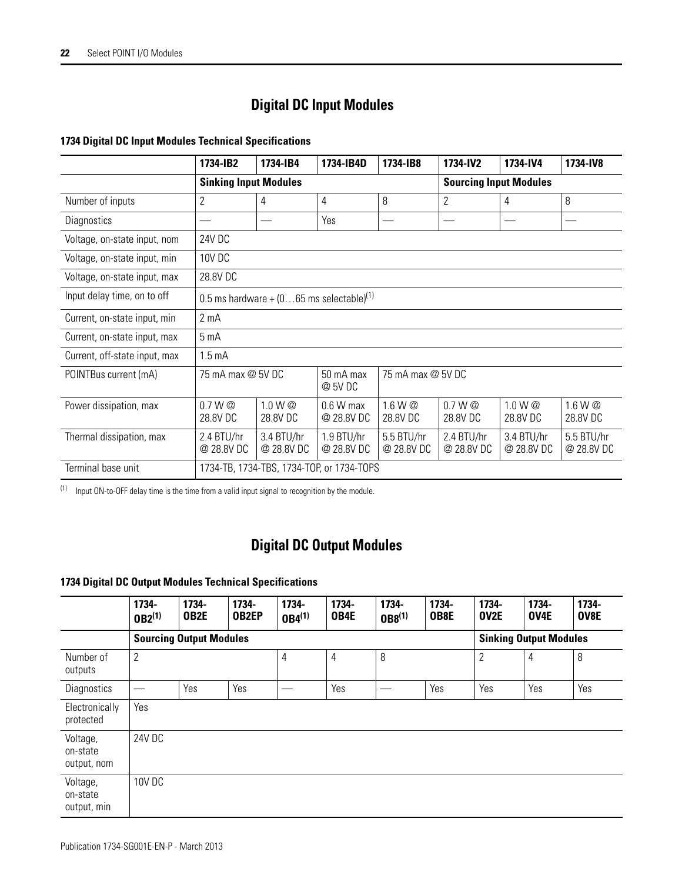## Digital DC Input Modules

### 1734 Digital DC Input Modules Technical Specifications

| | 1734-IB2 | 1734-IB4 | 1734-IB4D | 1734-IB8 | 1734-IV2 | 1734-IV4 | 1734-IV8 |
|---|---|---|---|---|---|---|---|
| | Sinking Input Modules | | | | Sourcing Input Modules | | |
| Number of inputs | 2 | 4 | 4 | 8 | 2 | 4 | 8 |
| Diagnostics | — | — | Yes | — | — | — | — |
| Voltage, on-state input, nom | 24V DC | | | | | | |
| Voltage, on-state input, min | 10V DC | | | | | | |
| Voltage, on-state input, max | 28.8V DC | | | | | | |
| Input delay time, on to off | 0.5 ms hardware + (0…65 ms selectable)[1] | | | | | | |
| Current, on-state input, min | 2 mA | | | | | | |
| Current, on-state input, max | 5 mA | | | | | | |
| Current, off-state input, max | 1.5 mA | | | | | | |
| POINTBus current (mA) | 75 mA max @ 5V DC | | 50 mA max @ 5V DC | 75 mA max @ 5V DC | | | |
| Power dissipation, max | 0.7 W @ 28.8V DC | 1.0 W @ 28.8V DC | 0.6 W max @ 28.8V DC | 1.6 W @ 28.8V DC | 0.7 W @ 28.8V DC | 1.0 W @ 28.8V DC | 1.6 W @ 28.8V DC |
| Thermal dissipation, max | 2.4 BTU/hr @ 28.8V DC | 3.4 BTU/hr @ 28.8V DC | 1.9 BTU/hr @ 28.8V DC | 5.5 BTU/hr @ 28.8V DC | 2.4 BTU/hr @ 28.8V DC | 3.4 BTU/hr @ 28.8V DC | 5.5 BTU/hr @ 28.8V DC |
| Terminal base unit | 1734-TB, 1734-TBS, 1734-TOP, or 1734-TOPS | | | | | | |

(1) Input ON-to-OFF delay time is the time from a valid input signal to recognition by the module.

## Digital DC Output Modules

### 1734 Digital DC Output Modules Technical Specifications

| | 1734-OB2[1] | 1734-OB2E | 1734-OB2EP | 1734-OB4[1] | 1734-OB4E | 1734-OB8[1] | 1734-OB8E | 1734-OV2E | 1734-OV4E | 1734-OV8E |
|---|---|---|---|---|---|---|---|---|---|---|
| | Sourcing Output Modules | | | | | | | Sinking Output Modules | | |
| Number of outputs | 2 | | | 4 | 4 | 8 | | 2 | 4 | 8 |
| Diagnostics | — | Yes | Yes | — | Yes | — | Yes | Yes | Yes | Yes |
| Electronically protected | Yes | | | | | | | | | |
| Voltage, on-state output, nom | 24V DC | | | | | | | | | |
| Voltage, on-state output, min | 10V DC | | | | | | | | | |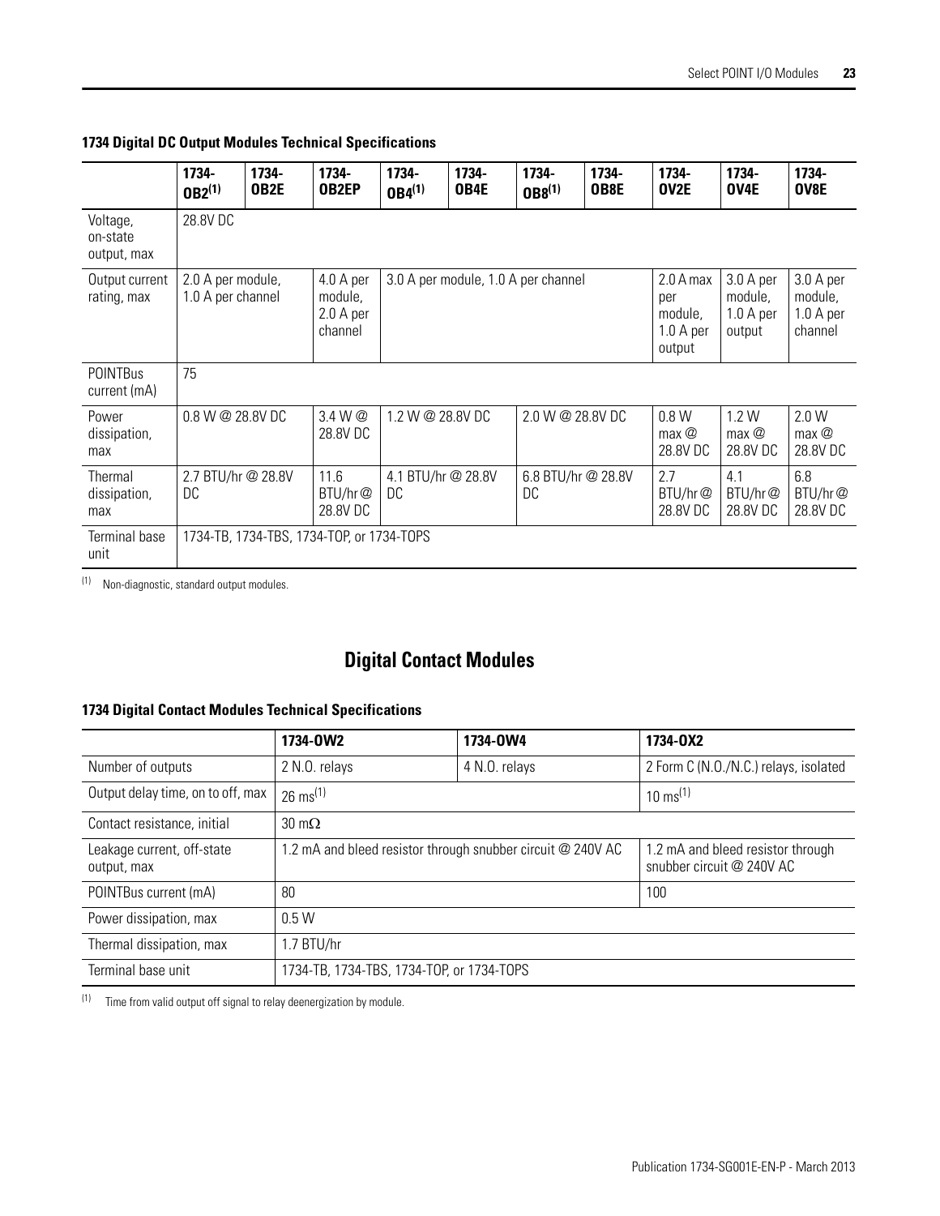**1734 Digital DC Output Modules Technical Specifications**

| | 1734-OB2[1] | 1734-OB2E | 1734-OB2EP | 1734-OB4[1] | 1734-OB4E | 1734-OB8[1] | 1734-OB8E | 1734-OV2E | 1734-OV4E | 1734-OV8E |
|---|---|---|---|---|---|---|---|---|---|---|
| Voltage, on-state output, max | 28.8V DC | | | | | | | | | |
| Output current rating, max | 2.0 A per module, 1.0 A per channel | | 4.0 A per module, 2.0 A per channel | 3.0 A per module, 1.0 A per channel | | | | 2.0 A max per module, 1.0 A per output | 3.0 A per module, 1.0 A per output | 3.0 A per module, 1.0 A per channel |
| POINTBus current (mA) | 75 | | | | | | | | | |
| Power dissipation, max | 0.8 W @ 28.8V DC | | 3.4 W @ 28.8V DC | 1.2 W @ 28.8V DC | | 2.0 W @ 28.8V DC | | 0.8 W max @ 28.8V DC | 1.2 W max @ 28.8V DC | 2.0 W max @ 28.8V DC |
| Thermal dissipation, max | 2.7 BTU/hr @ 28.8V DC | | 11.6 BTU/hr @ 28.8V DC | 4.1 BTU/hr @ 28.8V DC | | 6.8 BTU/hr @ 28.8V DC | | 2.7 BTU/hr @ 28.8V DC | 4.1 BTU/hr @ 28.8V DC | 6.8 BTU/hr @ 28.8V DC |
| Terminal base unit | 1734-TB, 1734-TBS, 1734-TOP, or 1734-TOPS | | | | | | | | | |

(1) Non-diagnostic, standard output modules.

## Digital Contact Modules

**1734 Digital Contact Modules Technical Specifications**

| | 1734-OW2 | 1734-OW4 | 1734-OX2 |
|---|---|---|---|
| Number of outputs | 2 N.O. relays | 4 N.O. relays | 2 Form C (N.O./N.C.) relays, isolated |
| Output delay time, on to off, max | 26 ms[1] | | 10 ms[1] |
| Contact resistance, initial | 30 mΩ | | |
| Leakage current, off-state output, max | 1.2 mA and bleed resistor through snubber circuit @ 240V AC | | 1.2 mA and bleed resistor through snubber circuit @ 240V AC |
| POINTBus current (mA) | 80 | | 100 |
| Power dissipation, max | 0.5 W | | |
| Thermal dissipation, max | 1.7 BTU/hr | | |
| Terminal base unit | 1734-TB, 1734-TBS, 1734-TOP, or 1734-TOPS | | |

(1) Time from valid output off signal to relay deenergization by module.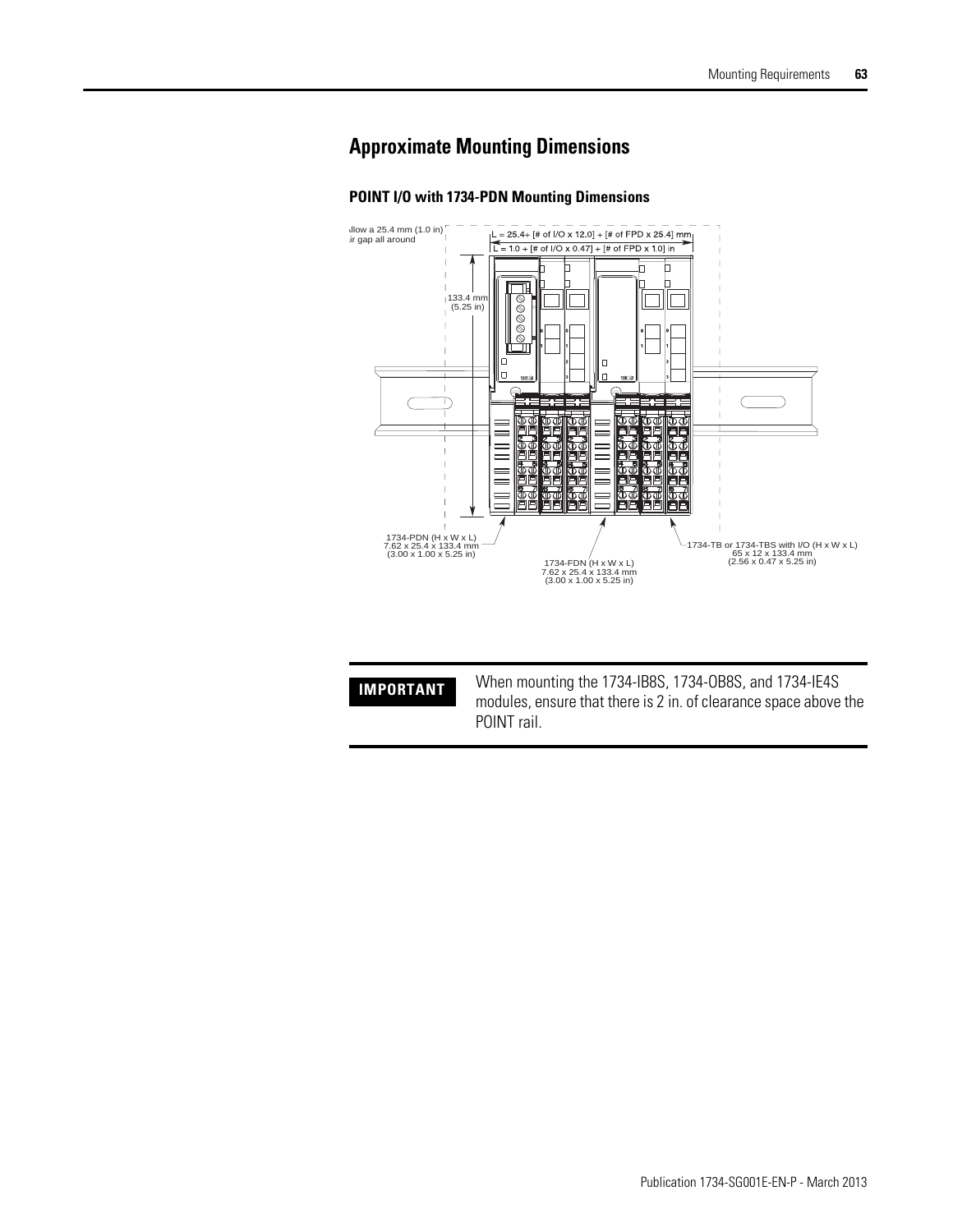## Approximate Mounting Dimensions

### POINT I/O with 1734-PDN Mounting Dimensions

llow a 25.4 mm (1.0 in)
ir gap all around

L = 25.4+ [# of I/O x 12.0] + [# of FPD x 25.4] mm

L = 1.0 + [# of I/O x 0.47] + [# of FPD x 1.0] in

133.4 mm
(5.25 in)

1734-PDN (H x W x L)
7.62 x 25.4 x 133.4 mm
(3.00 x 1.00 x 5.25 in)

1734-FDN (H x W x L)
7.62 x 25.4 x 133.4 mm
(3.00 x 1.00 x 5.25 in)

1734-TB or 1734-TBS with I/O (H x W x L)
65 x 12 x 133.4 mm
(2.56 x 0.47 x 5.25 in)

| | |
|---|---|
| **IMPORTANT** | When mounting the 1734-IB8S, 1734-OB8S, and 1734-IE4S modules, ensure that there is 2 in. of clearance space above the POINT rail. |